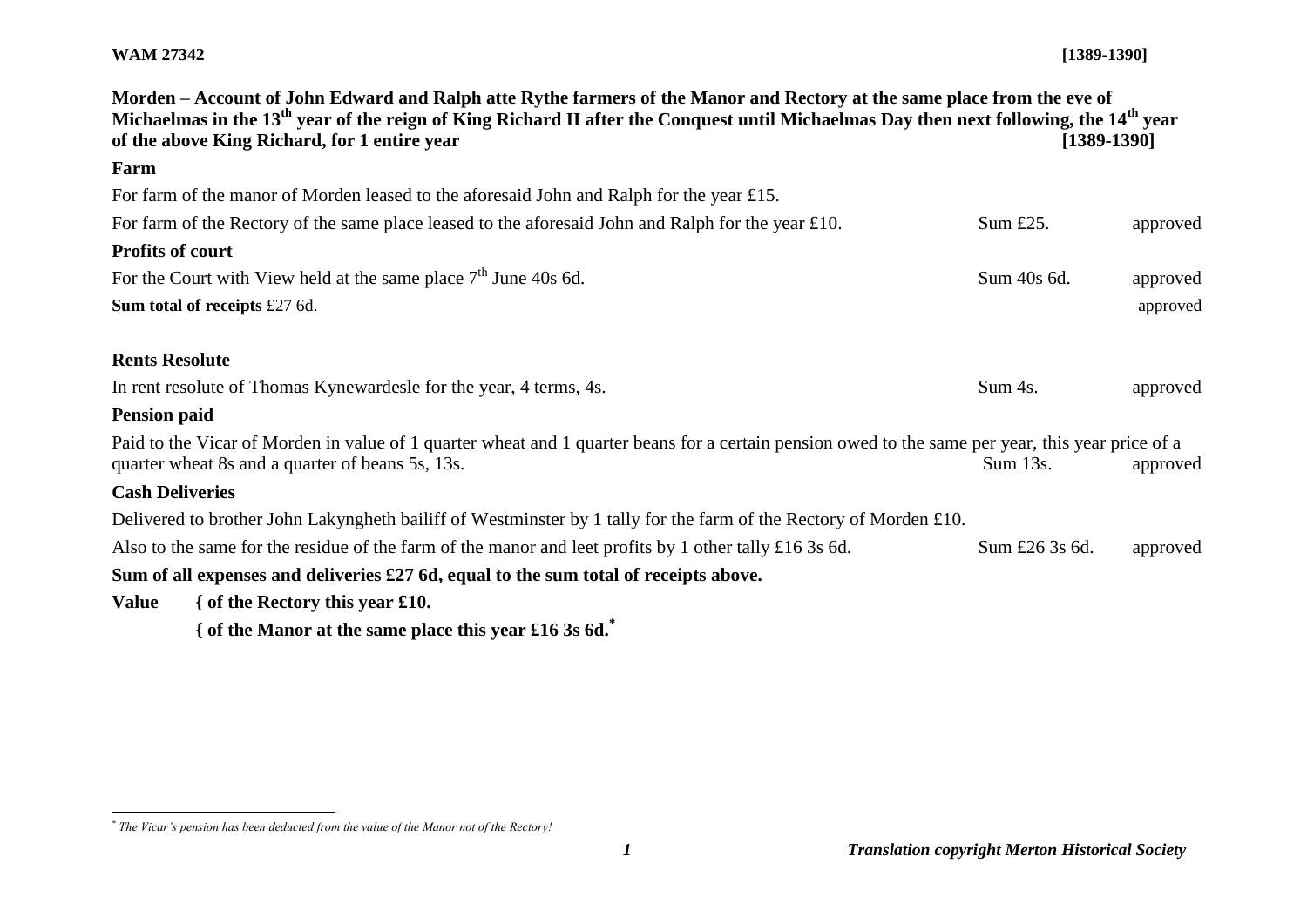**WAM 27342** **[1389-1390]**

**Morden – Account of John Edward and Ralph atte Rythe farmers of the Manor and Rectory at the same place from the eve of Michaelmas in the 13th year of the reign of King Richard II after the Conquest until Michaelmas Day then next following, the 14th year of the above King Richard, for 1 entire year** **[1389-1390]**

**Farm**

For farm of the manor of Morden leased to the aforesaid John and Ralph for the year £15.

For farm of the Rectory of the same place leased to the aforesaid John and Ralph for the year £10. Sum £25. approved

**Profits of court**

For the Court with View held at the same place 7th June 40s 6d. Sum 40s 6d. approved

**Sum total of receipts** £27 6d. approved

**Rents Resolute**

In rent resolute of Thomas Kynewardesle for the year, 4 terms, 4s. Sum 4s. approved

**Pension paid**

Paid to the Vicar of Morden in value of 1 quarter wheat and 1 quarter beans for a certain pension owed to the same per year, this year price of a quarter wheat 8s and a quarter of beans 5s, 13s. Sum 13s. approved

**Cash Deliveries**

Delivered to brother John Lakyngheth bailiff of Westminster by 1 tally for the farm of the Rectory of Morden £10.

Also to the same for the residue of the farm of the manor and leet profits by 1 other tally £16 3s 6d. Sum £26 3s 6d. approved

**Sum of all expenses and deliveries £27 6d, equal to the sum total of receipts above.**

**Value** **{ of the Rectory this year £10.**

**{ of the Manor at the same place this year £16 3s 6d.***

---

* *The Vicar's pension has been deducted from the value of the Manor not of the Rectory!*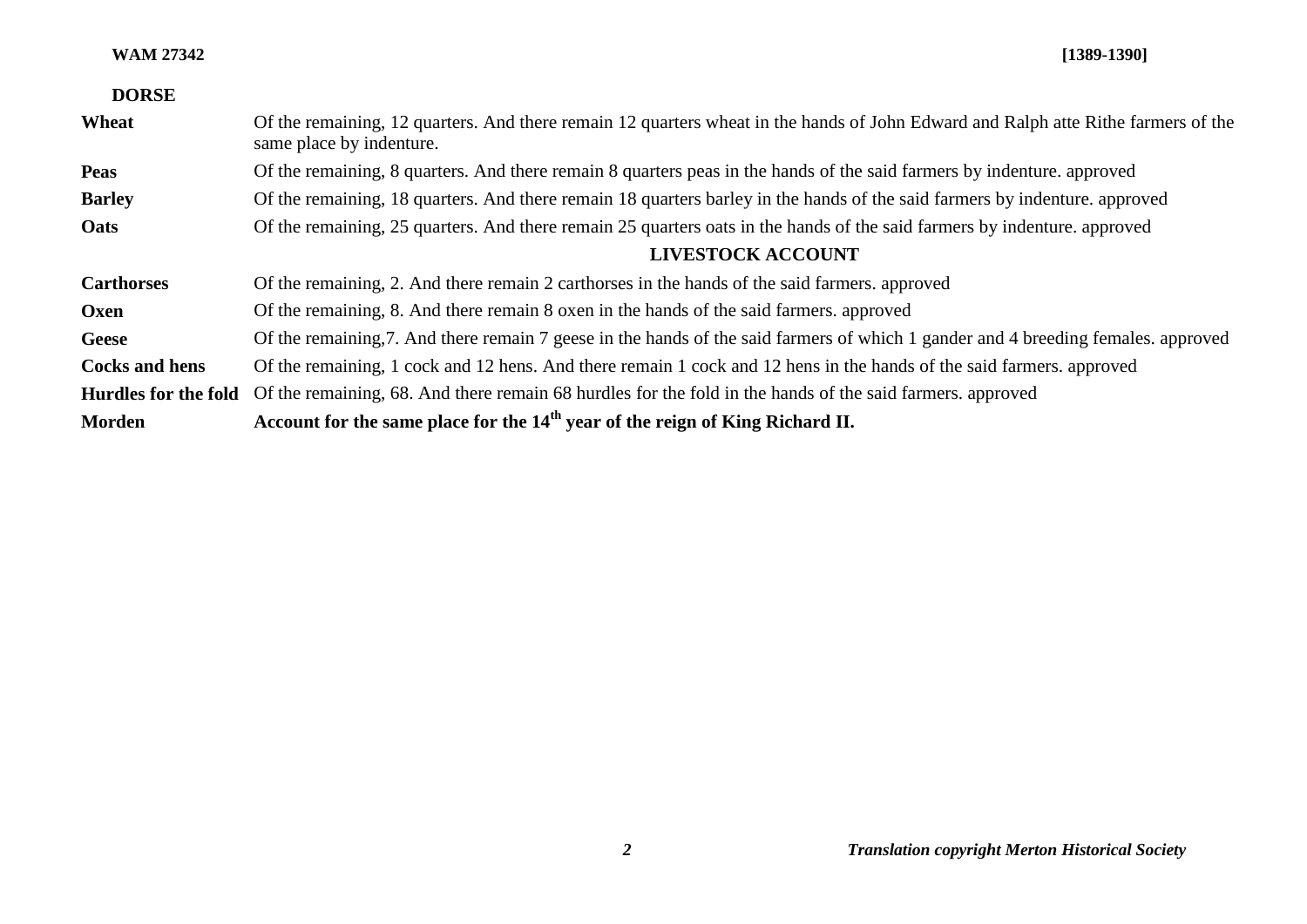**DORSE**

| | |
|---|---|
| **Wheat** | Of the remaining, 12 quarters. And there remain 12 quarters wheat in the hands of John Edward and Ralph atte Rithe farmers of the same place by indenture. |
| **Peas** | Of the remaining, 8 quarters. And there remain 8 quarters peas in the hands of the said farmers by indenture. approved |
| **Barley** | Of the remaining, 18 quarters. And there remain 18 quarters barley in the hands of the said farmers by indenture. approved |
| **Oats** | Of the remaining, 25 quarters. And there remain 25 quarters oats in the hands of the said farmers by indenture. approved |
| | **LIVESTOCK ACCOUNT** |
| **Carthorses** | Of the remaining, 2. And there remain 2 carthorses in the hands of the said farmers. approved |
| **Oxen** | Of the remaining, 8. And there remain 8 oxen in the hands of the said farmers. approved |
| **Geese** | Of the remaining,7. And there remain 7 geese in the hands of the said farmers of which 1 gander and 4 breeding females. approved |
| **Cocks and hens** | Of the remaining, 1 cock and 12 hens. And there remain 1 cock and 12 hens in the hands of the said farmers. approved |
| **Hurdles for the fold** | Of the remaining, 68. And there remain 68 hurdles for the fold in the hands of the said farmers. approved |
| **Morden** | **Account for the same place for the 14th year of the reign of King Richard II.** |

*Translation copyright Merton Historical Society*